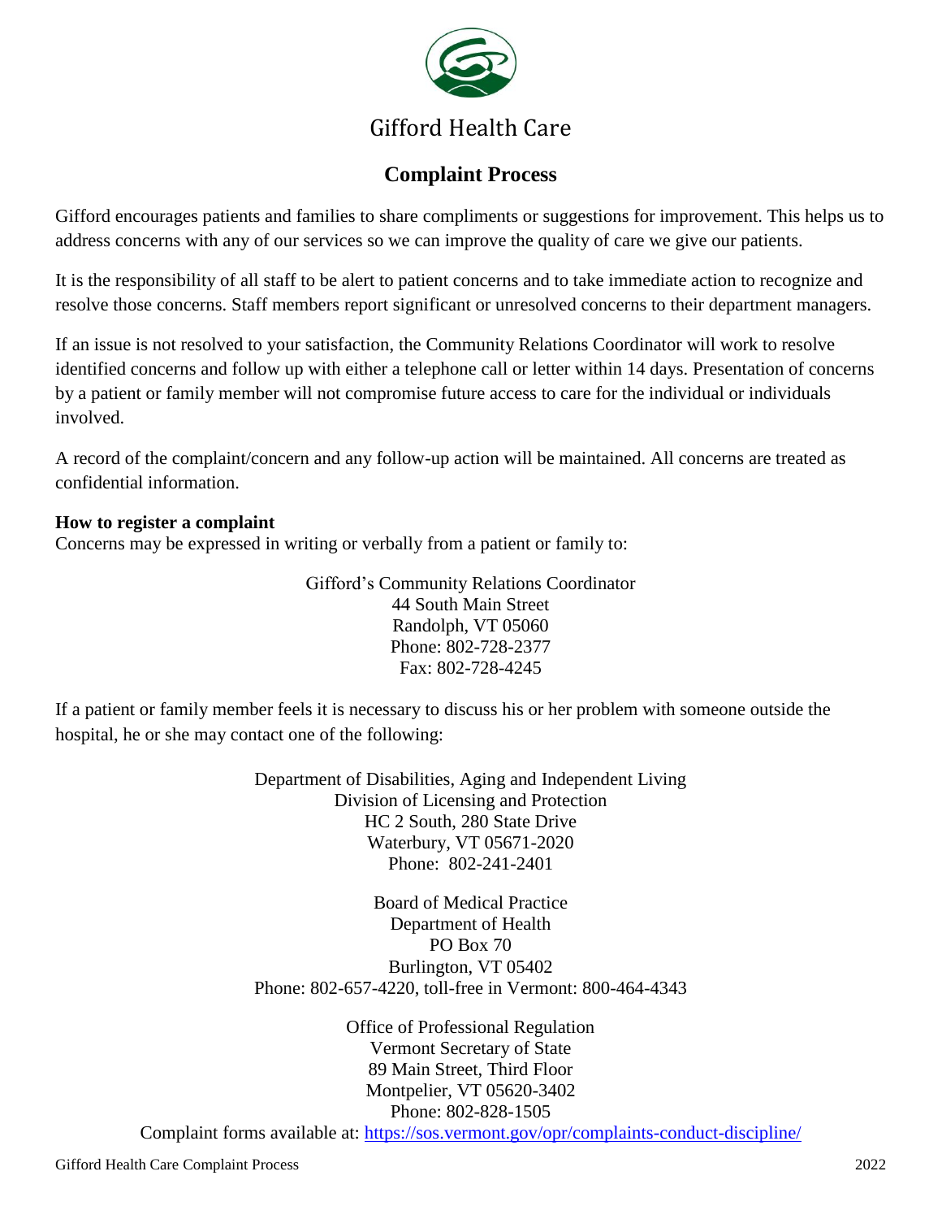# Gifford Health Care

## Complaint Process

Gifford encourages patients and families to share compliments or suggestions for improvement. This helps us to address concerns with any of our services so we can improve the quality of care we give our patients.

It is the responsibility of all staff to be alert to patient concerns and to take immediate action to recognize and resolve those concerns. Staff members report significant or unresolved concerns to their department managers.

If an issue is not resolved to your satisfaction, the Community Relations Coordinator will work to resolve identified concerns and follow up with either a telephone call or letter within 14 days. Presentation of concerns by a patient or family member will not compromise future access to care for the individual or individuals involved.

A record of the complaint/concern and any follow-up action will be maintained. All concerns are treated as confidential information.

**How to register a complaint**

Concerns may be expressed in writing or verbally from a patient or family to:

Gifford's Community Relations Coordinator
44 South Main Street
Randolph, VT 05060
Phone: 802-728-2377
Fax: 802-728-4245

If a patient or family member feels it is necessary to discuss his or her problem with someone outside the hospital, he or she may contact one of the following:

Department of Disabilities, Aging and Independent Living
Division of Licensing and Protection
HC 2 South, 280 State Drive
Waterbury, VT 05671-2020
Phone: 802-241-2401

Board of Medical Practice
Department of Health
PO Box 70
Burlington, VT 05402
Phone: 802-657-4220, toll-free in Vermont: 800-464-4343

Office of Professional Regulation
Vermont Secretary of State
89 Main Street, Third Floor
Montpelier, VT 05620-3402
Phone: 802-828-1505
Complaint forms available at: https://sos.vermont.gov/opr/complaints-conduct-discipline/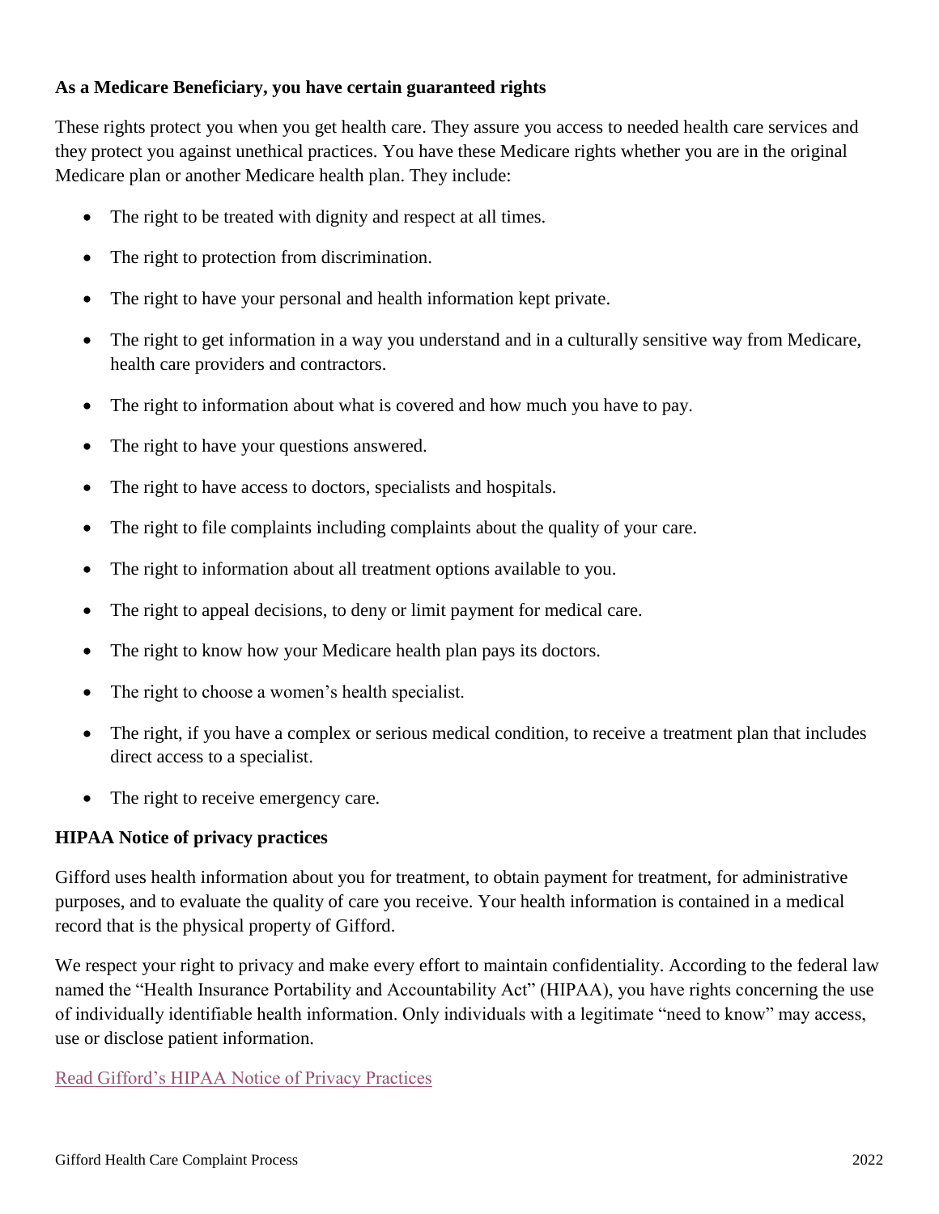**As a Medicare Beneficiary, you have certain guaranteed rights**

These rights protect you when you get health care. They assure you access to needed health care services and they protect you against unethical practices. You have these Medicare rights whether you are in the original Medicare plan or another Medicare health plan. They include:

- The right to be treated with dignity and respect at all times.
- The right to protection from discrimination.
- The right to have your personal and health information kept private.
- The right to get information in a way you understand and in a culturally sensitive way from Medicare, health care providers and contractors.
- The right to information about what is covered and how much you have to pay.
- The right to have your questions answered.
- The right to have access to doctors, specialists and hospitals.
- The right to file complaints including complaints about the quality of your care.
- The right to information about all treatment options available to you.
- The right to appeal decisions, to deny or limit payment for medical care.
- The right to know how your Medicare health plan pays its doctors.
- The right to choose a women's health specialist.
- The right, if you have a complex or serious medical condition, to receive a treatment plan that includes direct access to a specialist.
- The right to receive emergency care.

**HIPAA Notice of privacy practices**

Gifford uses health information about you for treatment, to obtain payment for treatment, for administrative purposes, and to evaluate the quality of care you receive. Your health information is contained in a medical record that is the physical property of Gifford.

We respect your right to privacy and make every effort to maintain confidentiality. According to the federal law named the "Health Insurance Portability and Accountability Act" (HIPAA), you have rights concerning the use of individually identifiable health information. Only individuals with a legitimate "need to know" may access, use or disclose patient information.

Read Gifford's HIPAA Notice of Privacy Practices